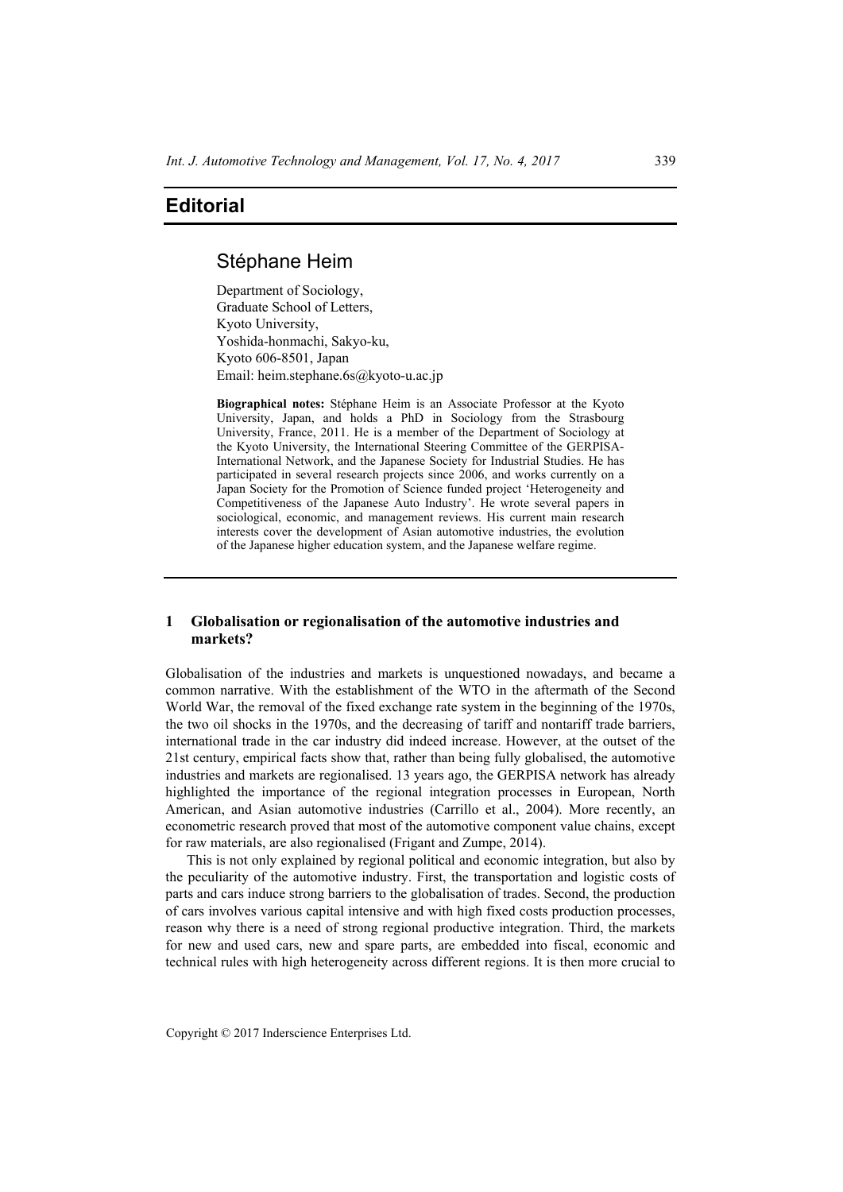# Editorial

## Stéphane Heim

Department of Sociology,
Graduate School of Letters,
Kyoto University,
Yoshida-honmachi, Sakyo-ku,
Kyoto 606-8501, Japan
Email: heim.stephane.6s@kyoto-u.ac.jp

**Biographical notes:** Stéphane Heim is an Associate Professor at the Kyoto University, Japan, and holds a PhD in Sociology from the Strasbourg University, France, 2011. He is a member of the Department of Sociology at the Kyoto University, the International Steering Committee of the GERPISA-International Network, and the Japanese Society for Industrial Studies. He has participated in several research projects since 2006, and works currently on a Japan Society for the Promotion of Science funded project 'Heterogeneity and Competitiveness of the Japanese Auto Industry'. He wrote several papers in sociological, economic, and management reviews. His current main research interests cover the development of Asian automotive industries, the evolution of the Japanese higher education system, and the Japanese welfare regime.

## 1 Globalisation or regionalisation of the automotive industries and markets?

Globalisation of the industries and markets is unquestioned nowadays, and became a common narrative. With the establishment of the WTO in the aftermath of the Second World War, the removal of the fixed exchange rate system in the beginning of the 1970s, the two oil shocks in the 1970s, and the decreasing of tariff and nontariff trade barriers, international trade in the car industry did indeed increase. However, at the outset of the 21st century, empirical facts show that, rather than being fully globalised, the automotive industries and markets are regionalised. 13 years ago, the GERPISA network has already highlighted the importance of the regional integration processes in European, North American, and Asian automotive industries (Carrillo et al., 2004). More recently, an econometric research proved that most of the automotive component value chains, except for raw materials, are also regionalised (Frigant and Zumpe, 2014).

This is not only explained by regional political and economic integration, but also by the peculiarity of the automotive industry. First, the transportation and logistic costs of parts and cars induce strong barriers to the globalisation of trades. Second, the production of cars involves various capital intensive and with high fixed costs production processes, reason why there is a need of strong regional productive integration. Third, the markets for new and used cars, new and spare parts, are embedded into fiscal, economic and technical rules with high heterogeneity across different regions. It is then more crucial to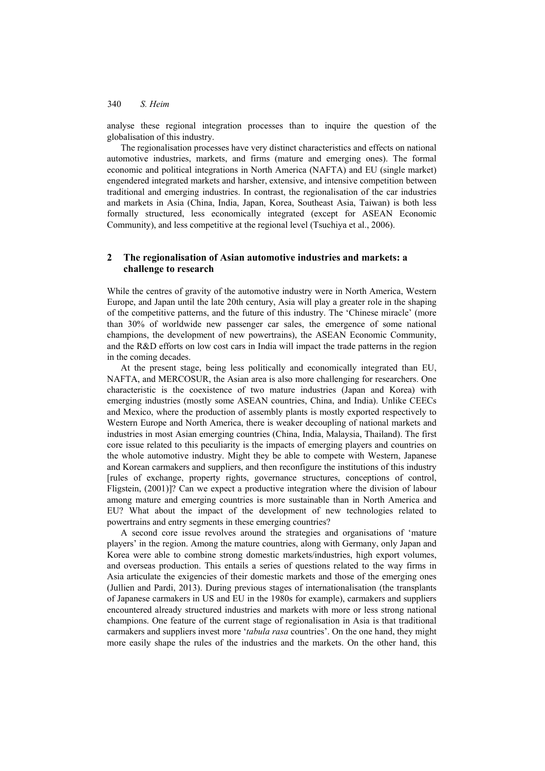analyse these regional integration processes than to inquire the question of the globalisation of this industry.

The regionalisation processes have very distinct characteristics and effects on national automotive industries, markets, and firms (mature and emerging ones). The formal economic and political integrations in North America (NAFTA) and EU (single market) engendered integrated markets and harsher, extensive, and intensive competition between traditional and emerging industries. In contrast, the regionalisation of the car industries and markets in Asia (China, India, Japan, Korea, Southeast Asia, Taiwan) is both less formally structured, less economically integrated (except for ASEAN Economic Community), and less competitive at the regional level (Tsuchiya et al., 2006).

## 2 The regionalisation of Asian automotive industries and markets: a challenge to research

While the centres of gravity of the automotive industry were in North America, Western Europe, and Japan until the late 20th century, Asia will play a greater role in the shaping of the competitive patterns, and the future of this industry. The 'Chinese miracle' (more than 30% of worldwide new passenger car sales, the emergence of some national champions, the development of new powertrains), the ASEAN Economic Community, and the R&D efforts on low cost cars in India will impact the trade patterns in the region in the coming decades.

At the present stage, being less politically and economically integrated than EU, NAFTA, and MERCOSUR, the Asian area is also more challenging for researchers. One characteristic is the coexistence of two mature industries (Japan and Korea) with emerging industries (mostly some ASEAN countries, China, and India). Unlike CEECs and Mexico, where the production of assembly plants is mostly exported respectively to Western Europe and North America, there is weaker decoupling of national markets and industries in most Asian emerging countries (China, India, Malaysia, Thailand). The first core issue related to this peculiarity is the impacts of emerging players and countries on the whole automotive industry. Might they be able to compete with Western, Japanese and Korean carmakers and suppliers, and then reconfigure the institutions of this industry [rules of exchange, property rights, governance structures, conceptions of control, Fligstein, (2001)]? Can we expect a productive integration where the division of labour among mature and emerging countries is more sustainable than in North America and EU? What about the impact of the development of new technologies related to powertrains and entry segments in these emerging countries?

A second core issue revolves around the strategies and organisations of 'mature players' in the region. Among the mature countries, along with Germany, only Japan and Korea were able to combine strong domestic markets/industries, high export volumes, and overseas production. This entails a series of questions related to the way firms in Asia articulate the exigencies of their domestic markets and those of the emerging ones (Jullien and Pardi, 2013). During previous stages of internationalisation (the transplants of Japanese carmakers in US and EU in the 1980s for example), carmakers and suppliers encountered already structured industries and markets with more or less strong national champions. One feature of the current stage of regionalisation in Asia is that traditional carmakers and suppliers invest more '*tabula rasa* countries'. On the one hand, they might more easily shape the rules of the industries and the markets. On the other hand, this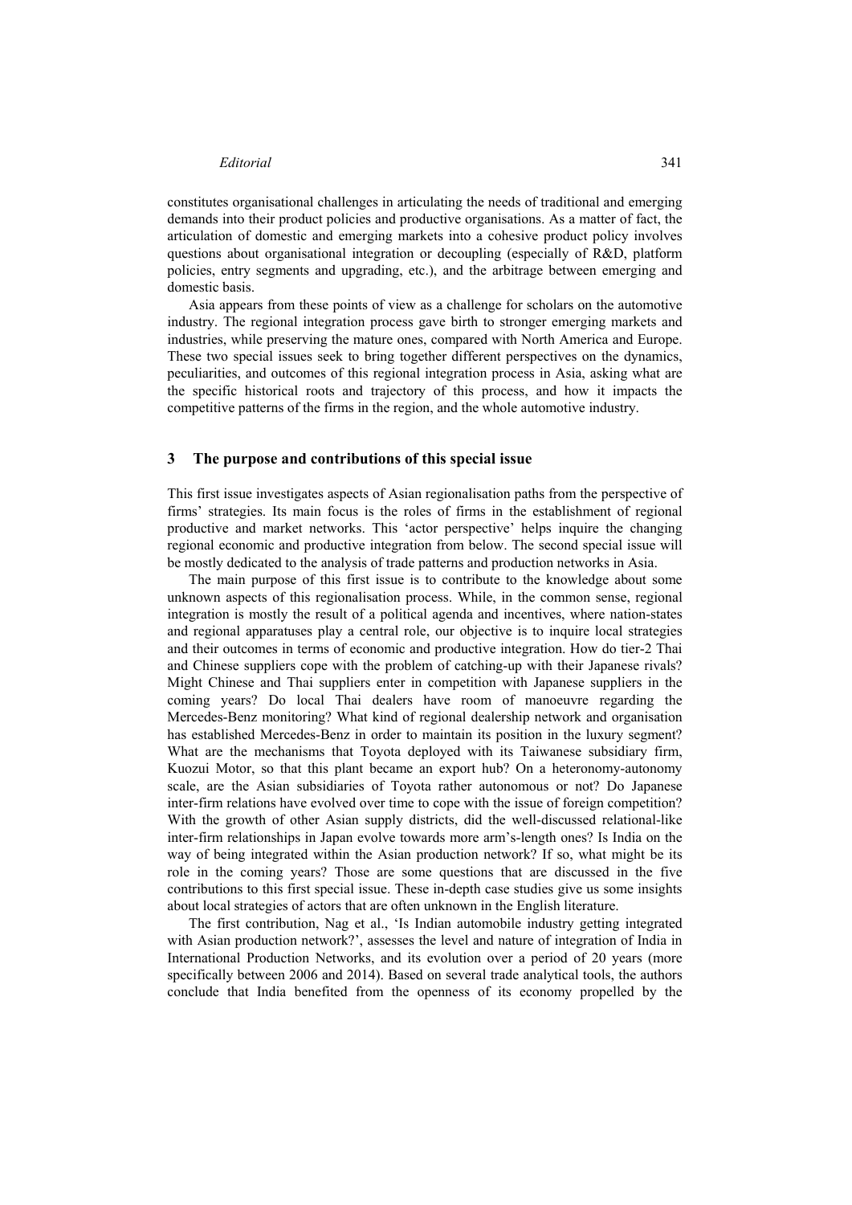constitutes organisational challenges in articulating the needs of traditional and emerging demands into their product policies and productive organisations. As a matter of fact, the articulation of domestic and emerging markets into a cohesive product policy involves questions about organisational integration or decoupling (especially of R&D, platform policies, entry segments and upgrading, etc.), and the arbitrage between emerging and domestic basis.

Asia appears from these points of view as a challenge for scholars on the automotive industry. The regional integration process gave birth to stronger emerging markets and industries, while preserving the mature ones, compared with North America and Europe. These two special issues seek to bring together different perspectives on the dynamics, peculiarities, and outcomes of this regional integration process in Asia, asking what are the specific historical roots and trajectory of this process, and how it impacts the competitive patterns of the firms in the region, and the whole automotive industry.

## 3 The purpose and contributions of this special issue

This first issue investigates aspects of Asian regionalisation paths from the perspective of firms' strategies. Its main focus is the roles of firms in the establishment of regional productive and market networks. This 'actor perspective' helps inquire the changing regional economic and productive integration from below. The second special issue will be mostly dedicated to the analysis of trade patterns and production networks in Asia.

The main purpose of this first issue is to contribute to the knowledge about some unknown aspects of this regionalisation process. While, in the common sense, regional integration is mostly the result of a political agenda and incentives, where nation-states and regional apparatuses play a central role, our objective is to inquire local strategies and their outcomes in terms of economic and productive integration. How do tier-2 Thai and Chinese suppliers cope with the problem of catching-up with their Japanese rivals? Might Chinese and Thai suppliers enter in competition with Japanese suppliers in the coming years? Do local Thai dealers have room of manoeuvre regarding the Mercedes-Benz monitoring? What kind of regional dealership network and organisation has established Mercedes-Benz in order to maintain its position in the luxury segment? What are the mechanisms that Toyota deployed with its Taiwanese subsidiary firm, Kuozui Motor, so that this plant became an export hub? On a heteronomy-autonomy scale, are the Asian subsidiaries of Toyota rather autonomous or not? Do Japanese inter-firm relations have evolved over time to cope with the issue of foreign competition? With the growth of other Asian supply districts, did the well-discussed relational-like inter-firm relationships in Japan evolve towards more arm's-length ones? Is India on the way of being integrated within the Asian production network? If so, what might be its role in the coming years? Those are some questions that are discussed in the five contributions to this first special issue. These in-depth case studies give us some insights about local strategies of actors that are often unknown in the English literature.

The first contribution, Nag et al., 'Is Indian automobile industry getting integrated with Asian production network?', assesses the level and nature of integration of India in International Production Networks, and its evolution over a period of 20 years (more specifically between 2006 and 2014). Based on several trade analytical tools, the authors conclude that India benefited from the openness of its economy propelled by the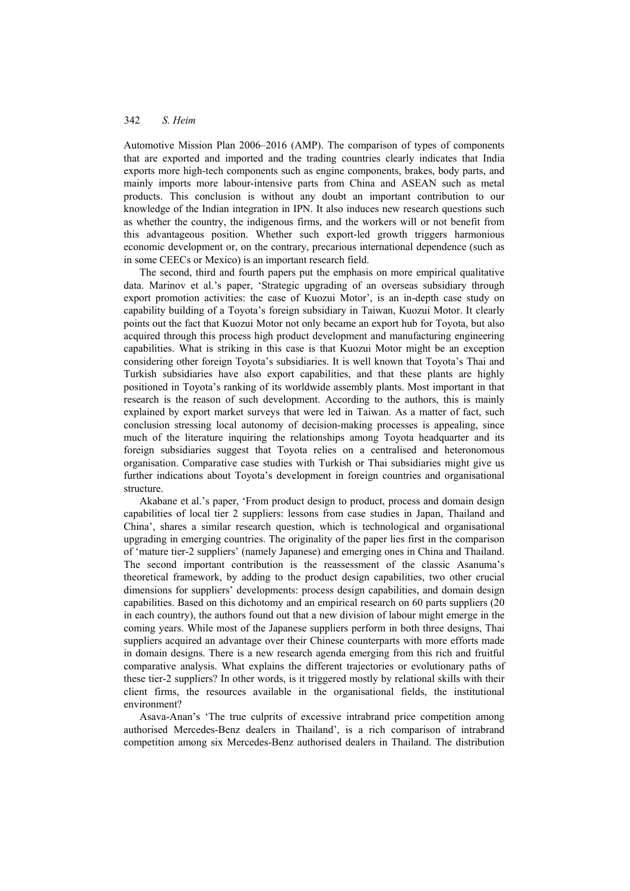Automotive Mission Plan 2006–2016 (AMP). The comparison of types of components that are exported and imported and the trading countries clearly indicates that India exports more high-tech components such as engine components, brakes, body parts, and mainly imports more labour-intensive parts from China and ASEAN such as metal products. This conclusion is without any doubt an important contribution to our knowledge of the Indian integration in IPN. It also induces new research questions such as whether the country, the indigenous firms, and the workers will or not benefit from this advantageous position. Whether such export-led growth triggers harmonious economic development or, on the contrary, precarious international dependence (such as in some CEECs or Mexico) is an important research field.

The second, third and fourth papers put the emphasis on more empirical qualitative data. Marinov et al.'s paper, 'Strategic upgrading of an overseas subsidiary through export promotion activities: the case of Kuozui Motor', is an in-depth case study on capability building of a Toyota's foreign subsidiary in Taiwan, Kuozui Motor. It clearly points out the fact that Kuozui Motor not only became an export hub for Toyota, but also acquired through this process high product development and manufacturing engineering capabilities. What is striking in this case is that Kuozui Motor might be an exception considering other foreign Toyota's subsidiaries. It is well known that Toyota's Thai and Turkish subsidiaries have also export capabilities, and that these plants are highly positioned in Toyota's ranking of its worldwide assembly plants. Most important in that research is the reason of such development. According to the authors, this is mainly explained by export market surveys that were led in Taiwan. As a matter of fact, such conclusion stressing local autonomy of decision-making processes is appealing, since much of the literature inquiring the relationships among Toyota headquarter and its foreign subsidiaries suggest that Toyota relies on a centralised and heteronomous organisation. Comparative case studies with Turkish or Thai subsidiaries might give us further indications about Toyota's development in foreign countries and organisational structure.

Akabane et al.'s paper, 'From product design to product, process and domain design capabilities of local tier 2 suppliers: lessons from case studies in Japan, Thailand and China', shares a similar research question, which is technological and organisational upgrading in emerging countries. The originality of the paper lies first in the comparison of 'mature tier-2 suppliers' (namely Japanese) and emerging ones in China and Thailand. The second important contribution is the reassessment of the classic Asanuma's theoretical framework, by adding to the product design capabilities, two other crucial dimensions for suppliers' developments: process design capabilities, and domain design capabilities. Based on this dichotomy and an empirical research on 60 parts suppliers (20 in each country), the authors found out that a new division of labour might emerge in the coming years. While most of the Japanese suppliers perform in both three designs, Thai suppliers acquired an advantage over their Chinese counterparts with more efforts made in domain designs. There is a new research agenda emerging from this rich and fruitful comparative analysis. What explains the different trajectories or evolutionary paths of these tier-2 suppliers? In other words, is it triggered mostly by relational skills with their client firms, the resources available in the organisational fields, the institutional environment?

Asava-Anan's 'The true culprits of excessive intrabrand price competition among authorised Mercedes-Benz dealers in Thailand', is a rich comparison of intrabrand competition among six Mercedes-Benz authorised dealers in Thailand. The distribution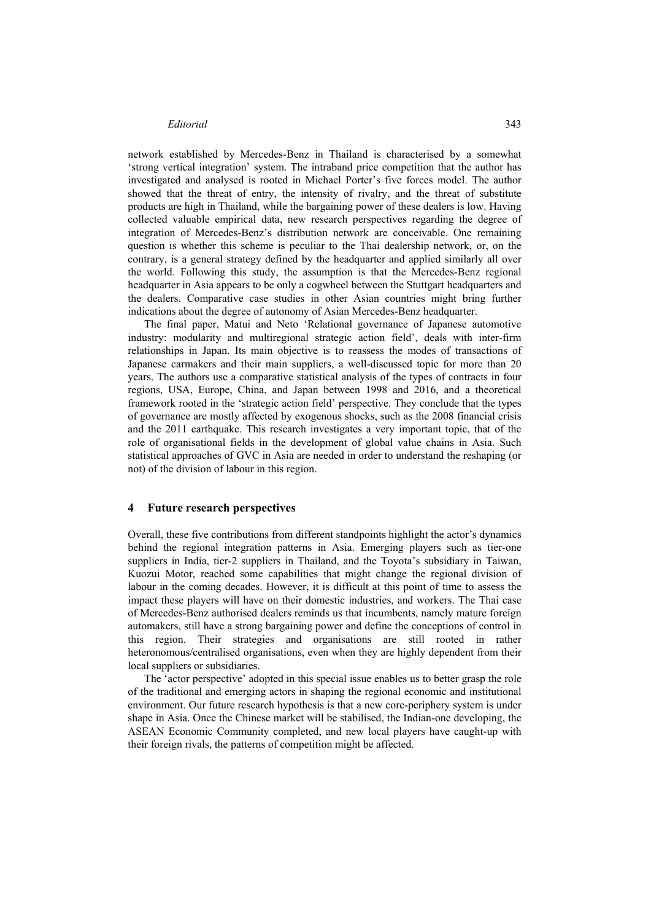network established by Mercedes-Benz in Thailand is characterised by a somewhat 'strong vertical integration' system. The intraband price competition that the author has investigated and analysed is rooted in Michael Porter's five forces model. The author showed that the threat of entry, the intensity of rivalry, and the threat of substitute products are high in Thailand, while the bargaining power of these dealers is low. Having collected valuable empirical data, new research perspectives regarding the degree of integration of Mercedes-Benz's distribution network are conceivable. One remaining question is whether this scheme is peculiar to the Thai dealership network, or, on the contrary, is a general strategy defined by the headquarter and applied similarly all over the world. Following this study, the assumption is that the Mercedes-Benz regional headquarter in Asia appears to be only a cogwheel between the Stuttgart headquarters and the dealers. Comparative case studies in other Asian countries might bring further indications about the degree of autonomy of Asian Mercedes-Benz headquarter.

The final paper, Matui and Neto 'Relational governance of Japanese automotive industry: modularity and multiregional strategic action field', deals with inter-firm relationships in Japan. Its main objective is to reassess the modes of transactions of Japanese carmakers and their main suppliers, a well-discussed topic for more than 20 years. The authors use a comparative statistical analysis of the types of contracts in four regions, USA, Europe, China, and Japan between 1998 and 2016, and a theoretical framework rooted in the 'strategic action field' perspective. They conclude that the types of governance are mostly affected by exogenous shocks, such as the 2008 financial crisis and the 2011 earthquake. This research investigates a very important topic, that of the role of organisational fields in the development of global value chains in Asia. Such statistical approaches of GVC in Asia are needed in order to understand the reshaping (or not) of the division of labour in this region.

## 4 Future research perspectives

Overall, these five contributions from different standpoints highlight the actor's dynamics behind the regional integration patterns in Asia. Emerging players such as tier-one suppliers in India, tier-2 suppliers in Thailand, and the Toyota's subsidiary in Taiwan, Kuozui Motor, reached some capabilities that might change the regional division of labour in the coming decades. However, it is difficult at this point of time to assess the impact these players will have on their domestic industries, and workers. The Thai case of Mercedes-Benz authorised dealers reminds us that incumbents, namely mature foreign automakers, still have a strong bargaining power and define the conceptions of control in this region. Their strategies and organisations are still rooted in rather heteronomous/centralised organisations, even when they are highly dependent from their local suppliers or subsidiaries.

The 'actor perspective' adopted in this special issue enables us to better grasp the role of the traditional and emerging actors in shaping the regional economic and institutional environment. Our future research hypothesis is that a new core-periphery system is under shape in Asia. Once the Chinese market will be stabilised, the Indian-one developing, the ASEAN Economic Community completed, and new local players have caught-up with their foreign rivals, the patterns of competition might be affected.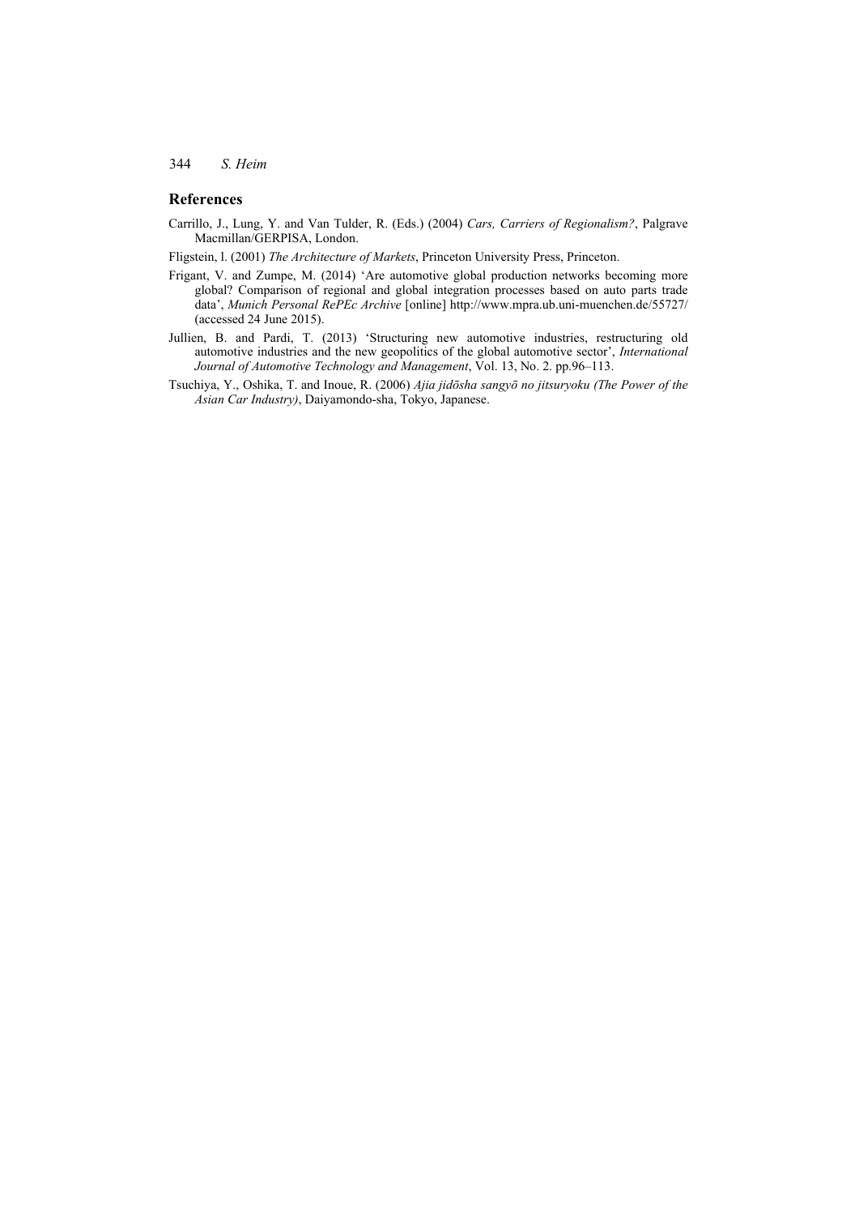## References

Carrillo, J., Lung, Y. and Van Tulder, R. (Eds.) (2004) *Cars, Carriers of Regionalism?*, Palgrave Macmillan/GERPISA, London.

Fligstein, l. (2001) *The Architecture of Markets*, Princeton University Press, Princeton.

Frigant, V. and Zumpe, M. (2014) 'Are automotive global production networks becoming more global? Comparison of regional and global integration processes based on auto parts trade data', *Munich Personal RePEc Archive* [online] http://www.mpra.ub.uni-muenchen.de/55727/ (accessed 24 June 2015).

Jullien, B. and Pardi, T. (2013) 'Structuring new automotive industries, restructuring old automotive industries and the new geopolitics of the global automotive sector', *International Journal of Automotive Technology and Management*, Vol. 13, No. 2. pp.96–113.

Tsuchiya, Y., Oshika, T. and Inoue, R. (2006) *Ajia jidōsha sangyō no jitsuryoku (The Power of the Asian Car Industry)*, Daiyamondo-sha, Tokyo, Japanese.